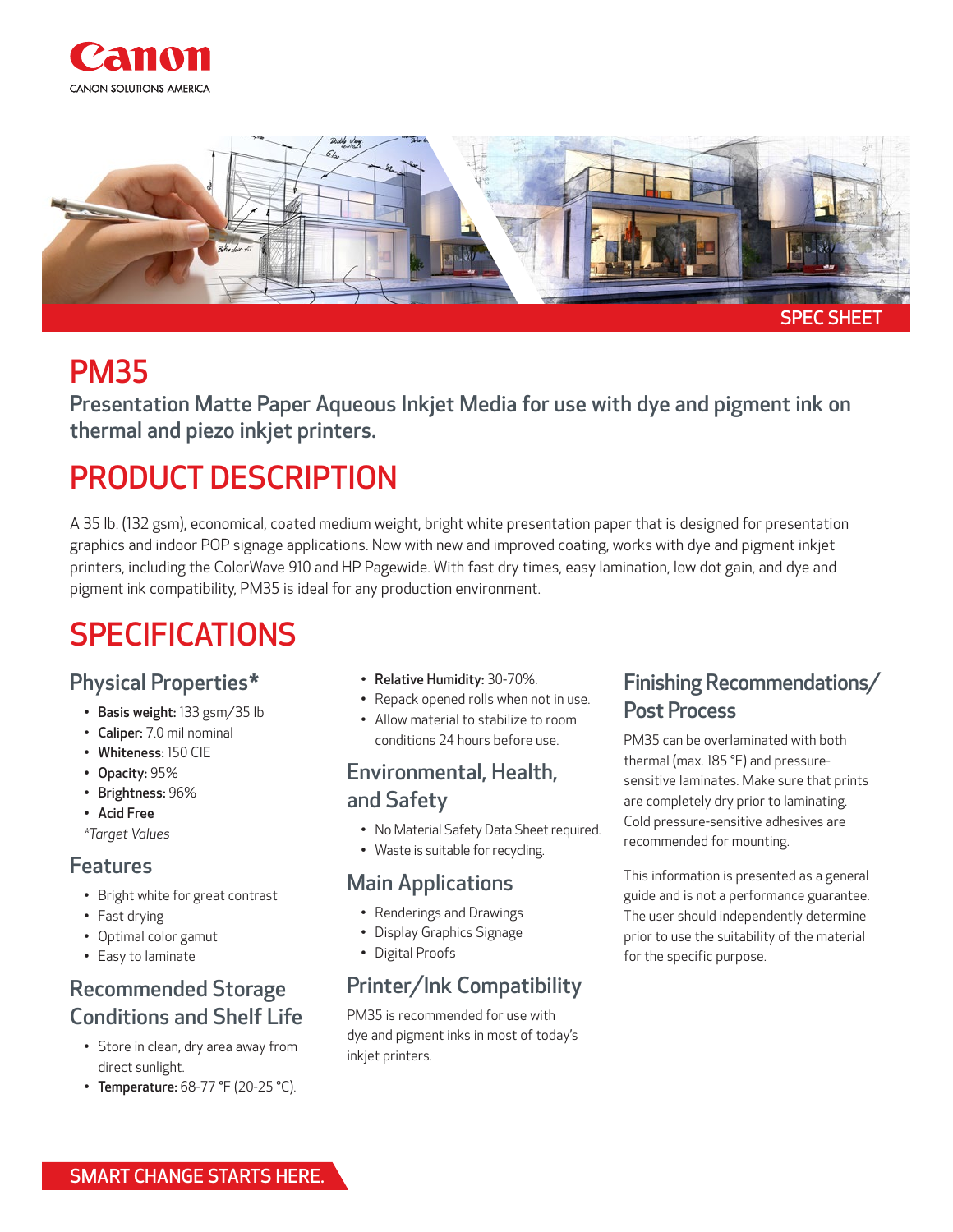SPEC SHEET

# PM35

Presentation Matte Paper Aqueous Inkjet Media for use with dye and pigment ink on thermal and piezo inkjet printers.

# PRODUCT DESCRIPTION

A 35 lb. (132 gsm), economical, coated medium weight, bright white presentation paper that is designed for presentation graphics and indoor POP signage applications. Now with new and improved coating, works with dye and pigment inkjet printers, including the ColorWave 910 and HP Pagewide. With fast dry times, easy lamination, low dot gain, and dye and pigment ink compatibility, PM35 is ideal for any production environment.

# SPECIFICATIONS

## Physical Properties*

- **Basis weight:** 133 gsm/35 lb
- **Caliper:** 7.0 mil nominal
- **Whiteness:** 150 CIE
- **Opacity:** 95%
- **Brightness:** 96%
- **Acid Free**

*Target Values*

## Features

- Bright white for great contrast
- Fast drying
- Optimal color gamut
- Easy to laminate

## Recommended Storage Conditions and Shelf Life

- Store in clean, dry area away from direct sunlight.
- **Temperature:** 68-77 °F (20-25 °C).
- **Relative Humidity:** 30-70%.
- Repack opened rolls when not in use.
- Allow material to stabilize to room conditions 24 hours before use.

## Environmental, Health, and Safety

- No Material Safety Data Sheet required.
- Waste is suitable for recycling.

## Main Applications

- Renderings and Drawings
- Display Graphics Signage
- Digital Proofs

## Printer/Ink Compatibility

PM35 is recommended for use with dye and pigment inks in most of today's inkjet printers.

## Finishing Recommendations/ Post Process

PM35 can be overlaminated with both thermal (max. 185 °F) and pressure-sensitive laminates. Make sure that prints are completely dry prior to laminating. Cold pressure-sensitive adhesives are recommended for mounting.

This information is presented as a general guide and is not a performance guarantee. The user should independently determine prior to use the suitability of the material for the specific purpose.

SMART CHANGE STARTS HERE.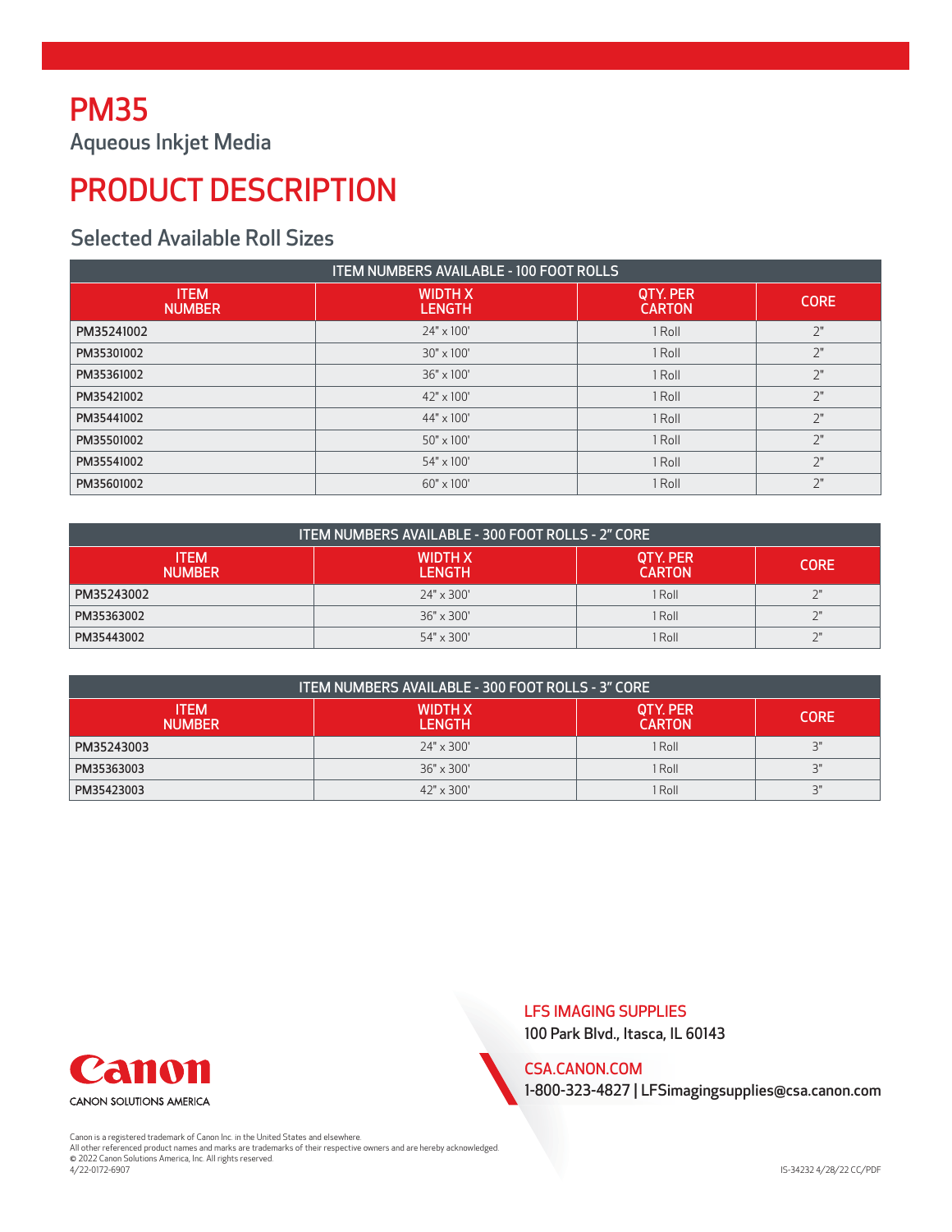# PM35

Aqueous Inkjet Media

# PRODUCT DESCRIPTION

## Selected Available Roll Sizes

| ITEM NUMBERS AVAILABLE - 100 FOOT ROLLS | | | |
|---|---|---|---|
| ITEM NUMBER | WIDTH X LENGTH | QTY. PER CARTON | CORE |
| PM35241002 | 24" x 100' | 1 Roll | 2" |
| PM35301002 | 30" x 100' | 1 Roll | 2" |
| PM35361002 | 36" x 100' | 1 Roll | 2" |
| PM35421002 | 42" x 100' | 1 Roll | 2" |
| PM35441002 | 44" x 100' | 1 Roll | 2" |
| PM35501002 | 50" x 100' | 1 Roll | 2" |
| PM35541002 | 54" x 100' | 1 Roll | 2" |
| PM35601002 | 60" x 100' | 1 Roll | 2" |

| ITEM NUMBERS AVAILABLE - 300 FOOT ROLLS - 2" CORE | | | |
|---|---|---|---|
| ITEM NUMBER | WIDTH X LENGTH | QTY. PER CARTON | CORE |
| PM35243002 | 24" x 300' | 1 Roll | 2" |
| PM35363002 | 36" x 300' | 1 Roll | 2" |
| PM35443002 | 54" x 300' | 1 Roll | 2" |

| ITEM NUMBERS AVAILABLE - 300 FOOT ROLLS - 3" CORE | | | |
|---|---|---|---|
| ITEM NUMBER | WIDTH X LENGTH | QTY. PER CARTON | CORE |
| PM35243003 | 24" x 300' | 1 Roll | 3" |
| PM35363003 | 36" x 300' | 1 Roll | 3" |
| PM35423003 | 42" x 300' | 1 Roll | 3" |

Canon

CANON SOLUTIONS AMERICA

LFS IMAGING SUPPLIES

100 Park Blvd., Itasca, IL 60143

CSA.CANON.COM

1-800-323-4827 | LFSimagingsupplies@csa.canon.com

Canon is a registered trademark of Canon Inc. in the United States and elsewhere.
All other referenced product names and marks are trademarks of their respective owners and are hereby acknowledged.
© 2022 Canon Solutions America, Inc. All rights reserved.
4/22-0172-6907

IS-34232 4/28/22 CC/PDF